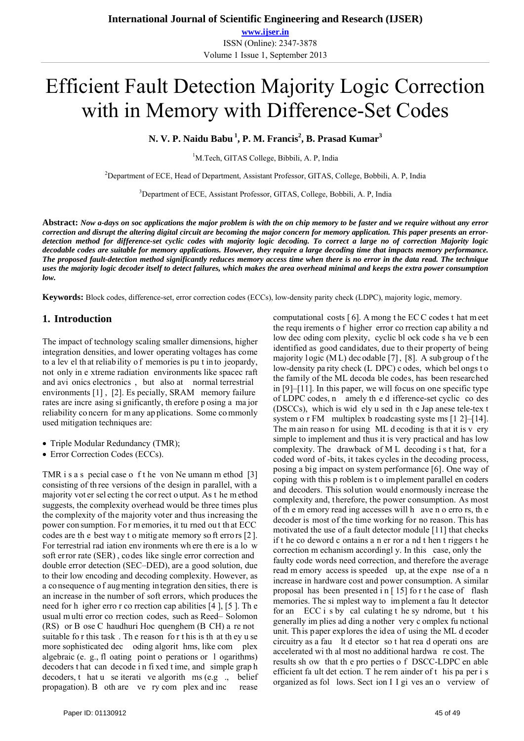# Efficient Fault Detection Majority Logic Correction with in Memory with Difference-Set Codes

**N. V. P. Naidu Babu [1], P. M. Francis[2], B. Prasad Kumar[3]**

[1]M.Tech, GITAS College, Bibbili, A. P, India

[2]Department of ECE, Head of Department, Assistant Professor, GITAS, College, Bobbili, A. P, India

[3]Department of ECE, Assistant Professor, GITAS, College, Bobbili, A. P, India

**Abstract:** *Now a-days on soc applications the major problem is with the on chip memory to be faster and we require without any error correction and disrupt the altering digital circuit are becoming the major concern for memory application. This paper presents an error-detection method for difference-set cyclic codes with majority logic decoding. To correct a large no of correction Majority logic decodable codes are suitable for memory applications. However, they require a large decoding time that impacts memory performance. The proposed fault-detection method significantly reduces memory access time when there is no error in the data read. The technique uses the majority logic decoder itself to detect failures, which makes the area overhead minimal and keeps the extra power consumption low.*

**Keywords:** Block codes, difference-set, error correction codes (ECCs), low-density parity check (LDPC), majority logic, memory.

## 1. Introduction

The impact of technology scaling smaller dimensions, higher integration densities, and lower operating voltages has come to a level that reliability of memories is put into jeopardy, not only in extreme radiation environments like spacecraft and avionics electronics, but also at normal terrestrial environments [1], [2]. Especially, SRAM memory failure rates are increasing significantly, therefore posing a major reliability concern for many applications. Some commonly used mitigation techniques are:

- Triple Modular Redundancy (TMR);
- Error Correction Codes (ECCs).

TMR is a special case of the von Neumann method [3] consisting of three versions of the design in parallel, with a majority voter selecting the correct output. As the method suggests, the complexity overhead would be three times plus the complexity of the majority voter and thus increasing the power consumption. For memories, it turned out that ECC codes are the best way to mitigate memory soft errors [2]. For terrestrial radiation environments where there is a low soft error rate (SER), codes like single error correction and double error detection (SEC–DED), are a good solution, due to their low encoding and decoding complexity. However, as a consequence of augmenting integration densities, there is an increase in the number of soft errors, which produces the need for higher error correction capabilities [4], [5]. The usual multi error correction codes, such as Reed–Solomon (RS) or Bose Chaudhuri Hocquenghem (BCH) are not suitable for this task. The reason for this is that they use more sophisticated decoding algorithms, like complex algebraic (e.g., floating point operations or logarithms) decoders that can decode in fixed time, and simple graph decoders, that use iterative algorithms (e.g., belief propagation). Both are very complex and increase computational costs [6]. Among the ECC codes that meet the requirements of higher error correction capability and low decoding complexity, cyclic block codes have been identified as good candidates, due to their property of being majority logic (ML) decodable [7], [8]. A subgroup of the low-density parity check (LDPC) codes, which belongs to the family of the ML decodable codes, has been researched in [9]–[11]. In this paper, we will focus on one specific type of LDPC codes, namely the difference-set cyclic codes (DSCCs), which is widely used in the Japanese tele-text system or FM multiplex broadcasting systems [12]–[14]. The main reason for using ML decoding is that it is very simple to implement and thus it is very practical and has low complexity. The drawback of ML decoding is that, for a coded word of -bits, it takes cycles in the decoding process, posing a big impact on system performance [6]. One way of coping with this problem is to implement parallel encoders and decoders. This solution would enormously increase the complexity and, therefore, the power consumption. As most of the memory reading accesses will have no errors, the decoder is most of the time working for no reason. This has motivated the use of a fault detector module [11] that checks if the codeword contains an error and then triggers the correction mechanism accordingly. In this case, only the faulty code words need correction, and therefore the average read memory access is speeded up, at the expense of an increase in hardware cost and power consumption. A similar proposal has been presented in [15] for the case of flash memories. The simplest way to implement a fault detector for an ECC is by calculating the syndrome, but this generally implies adding another very complex functional unit. This paper explores the idea of using the ML decoder circuitry as a fault detector so that read operations are accelerated with almost no additional hardware cost. The results show that the properties of DSCC-LDPC enable efficient fault detection. The remainder of this paper is organized as follows. Section II gives an overview of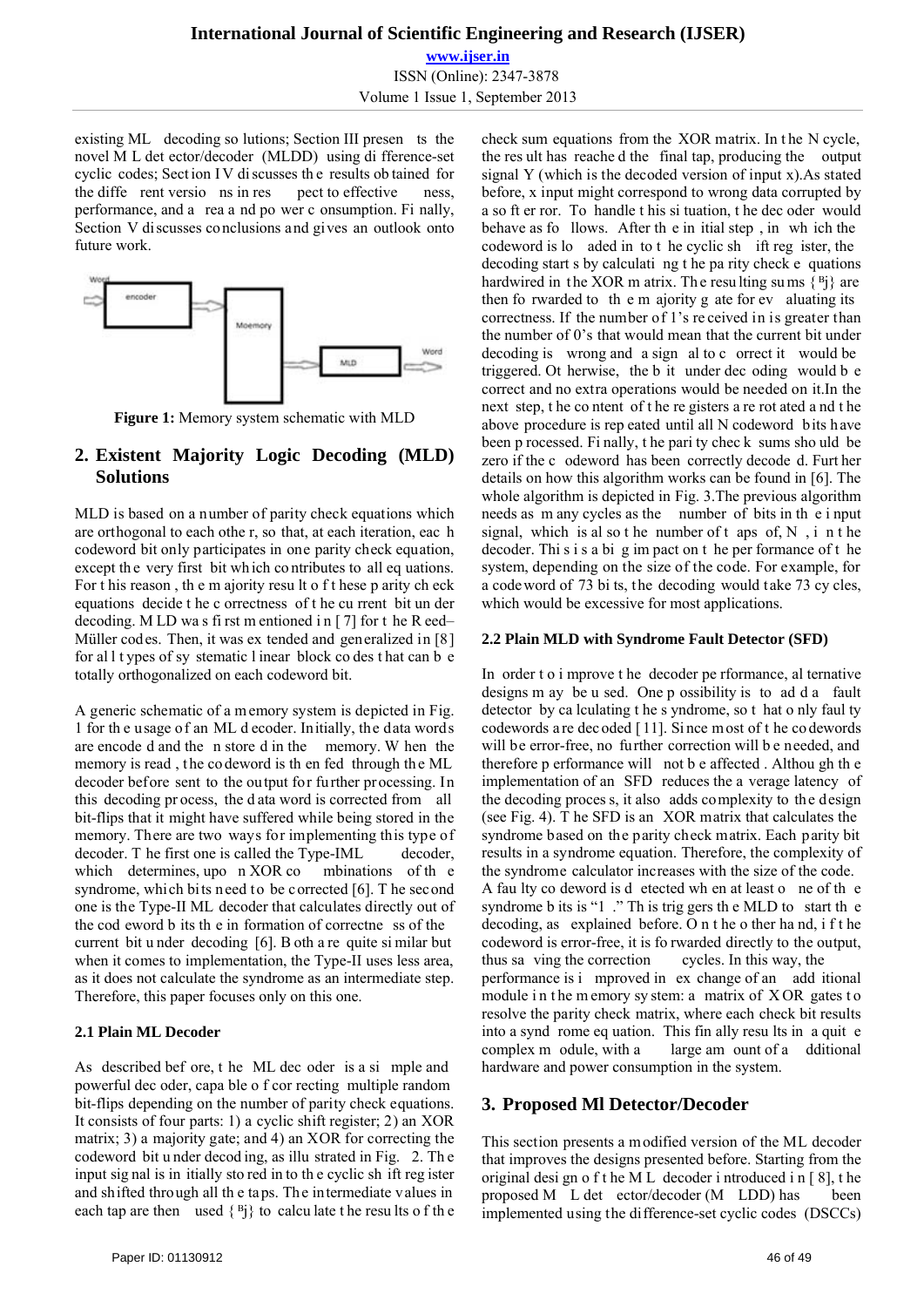existing ML decoding solutions; Section III presents the novel ML detector/decoder (MLDD) using difference-set cyclic codes; Section IV discusses the results obtained for the different versions in respect to effectiveness, performance, and area and power consumption. Finally, Section V discusses conclusions and gives an outlook onto future work.

**Figure 1:** Memory system schematic with MLD

## 2. Existent Majority Logic Decoding (MLD) Solutions

MLD is based on a number of parity check equations which are orthogonal to each other, so that, at each iteration, each codeword bit only participates in one parity check equation, except the very first bit which contributes to all equations. For this reason, the majority result of these parity check equations decide the correctness of the current bit under decoding. MLD was first mentioned in [7] for the Reed–Müller codes. Then, it was extended and generalized in [8] for all types of systematic linear block codes that can be totally orthogonalized on each codeword bit.

A generic schematic of a memory system is depicted in Fig. 1 for the usage of an ML decoder. Initially, the data words are encoded and then stored in the memory. When the memory is read, the codeword is then fed through the ML decoder before sent to the output for further processing. In this decoding process, the data word is corrected from all bit-flips that it might have suffered while being stored in the memory. There are two ways for implementing this type of decoder. The first one is called the Type-IML decoder, which determines, upon XOR combinations of the syndrome, which bits need to be corrected [6]. The second one is the Type-II ML decoder that calculates directly out of the codeword bits the information of correctness of the current bit under decoding [6]. Both are quite similar but when it comes to implementation, the Type-II uses less area, as it does not calculate the syndrome as an intermediate step. Therefore, this paper focuses only on this one.

### 2.1 Plain ML Decoder

As described before, the ML decoder is a simple and powerful decoder, capable of correcting multiple random bit-flips depending on the number of parity check equations. It consists of four parts: 1) a cyclic shift register; 2) an XOR matrix; 3) a majority gate; and 4) an XOR for correcting the codeword bit under decoding, as illustrated in Fig. 2. The input signal is initially stored into the cyclic shift register and shifted through all the taps. The intermediate values in each tap are then used {ᴮj} to calculate the results of the check sum equations from the XOR matrix. In the N cycle, the result has reached the final tap, producing the output signal Y (which is the decoded version of input x). As stated before, x input might correspond to wrong data corrupted by a soft error. To handle this situation, the decoder would behave as follows. After the initial step, in which the codeword is loaded into the cyclic shift register, the decoding starts by calculating the parity check equations hardwired in the XOR matrix. The resulting sums {ᴮj} are then forwarded to the majority gate for evaluating its correctness. If the number of 1's received in is greater than the number of 0's that would mean that the current bit under decoding is wrong and a signal to correct it would be triggered. Otherwise, the bit under decoding would be correct and no extra operations would be needed on it. In the next step, the content of the registers are rotated and the above procedure is repeated until all N codeword bits have been processed. Finally, the parity check sums should be zero if the codeword has been correctly decoded. Further details on how this algorithm works can be found in [6]. The whole algorithm is depicted in Fig. 3. The previous algorithm needs as many cycles as the number of bits in the input signal, which is also the number of taps of, N, in the decoder. This is a big impact on the performance of the system, depending on the size of the code. For example, for a codeword of 73 bits, the decoding would take 73 cycles, which would be excessive for most applications.

### 2.2 Plain MLD with Syndrome Fault Detector (SFD)

In order to improve the decoder performance, alternative designs may be used. One possibility is to add a fault detector by calculating the syndrome, so that only faulty codewords are decoded [11]. Since most of the codewords will be error-free, no further correction will be needed, and therefore performance will not be affected. Although the implementation of an SFD reduces the average latency of the decoding process, it also adds complexity to the design (see Fig. 4). The SFD is an XOR matrix that calculates the syndrome based on the parity check matrix. Each parity bit results in a syndrome equation. Therefore, the complexity of the syndrome calculator increases with the size of the code. A faulty codeword is detected when at least one of the syndrome bits is "1." This triggers the MLD to start the decoding, as explained before. On the other hand, if the codeword is error-free, it is forwarded directly to the output, thus saving the correction cycles. In this way, the performance is improved in exchange of an additional module in the memory system: a matrix of XOR gates to resolve the parity check matrix, where each check bit results into a syndrome equation. This finally results in a quite complex module, with a large amount of additional hardware and power consumption in the system.

## 3. Proposed Ml Detector/Decoder

This section presents a modified version of the ML decoder that improves the designs presented before. Starting from the original design of the ML decoder introduced in [8], the proposed ML detector/decoder (MLDD) has been implemented using the difference-set cyclic codes (DSCCs)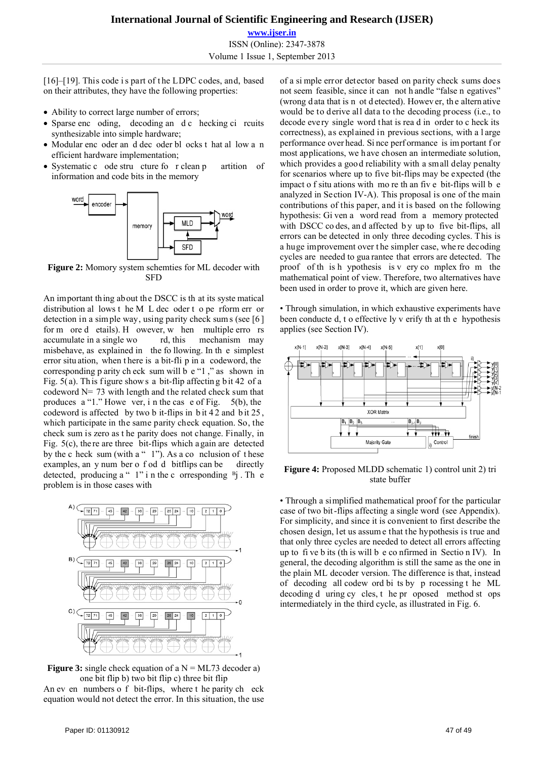[16]–[19]. This code is part of the LDPC codes, and, based on their attributes, they have the following properties:

- Ability to correct large number of errors;
- Sparse encoding, decoding and checking circuits synthesizable into simple hardware;
- Modular encoder and decoder blocks that allow an efficient hardware implementation;
- Systematic code structure for clean partition of information and code bits in the memory

**Figure 2:** Momory system schemties for ML decoder with SFD

An important thing about the DSCC is that its systematical distribution allows the ML decoder to perform error detection in a simple way, using parity check sums (see [6] for more details). However, when multiple errors accumulate in a single word, this mechanism may misbehave, as explained in the following. In the simplest error situation, when there is a bit-flip in a codeword, the corresponding parity check sum will be "1," as shown in Fig. 5(a). This figure shows a bit-flip affecting bit 42 of a codeword N= 73 with length and the related check sum that produces a "1." However, in the case of Fig. 5(b), the codeword is affected by two bit-flips in bit 42 and bit 25, which participate in the same parity check equation. So, the check sum is zero as the parity does not change. Finally, in Fig. 5(c), there are three bit-flips which again are detected by the check sum (with a "1"). As a conclusion of these examples, any number of odd bitflips can be directly detected, producing a "1" in the corresponding $B_j$. The problem is in those cases with

**Figure 3:** single check equation of a N = ML73 decoder a) one bit flip b) two bit flip c) three bit flip

An even numbers of bit-flips, where the parity check equation would not detect the error. In this situation, the use of a simple error detector based on parity check sums does not seem feasible, since it cannot handle "false negatives" (wrong data that is not detected). However, the alternative would be to derive all data to the decoding process (i.e., to decode every single word that is read in order to check its correctness), as explained in previous sections, with a large performance overhead. Since performance is important for most applications, we have chosen an intermediate solution, which provides a good reliability with a small delay penalty for scenarios where up to five bit-flips may be expected (the impact of situations with more than five bit-flips will be analyzed in Section IV-A). This proposal is one of the main contributions of this paper, and it is based on the following hypothesis: Given a word read from a memory protected with DSCC codes, and affected by up to five bit-flips, all errors can be detected in only three decoding cycles. This is a huge improvement over the simpler case, where decoding cycles are needed to guarantee that errors are detected. The proof of this hypothesis is very complex from the mathematical point of view. Therefore, two alternatives have been used in order to prove it, which are given here.

• Through simulation, in which exhaustive experiments have been conducted, to effectively verify that the hypothesis applies (see Section IV).

**Figure 4:** Proposed MLDD schematic 1) control unit 2) tri state buffer

• Through a simplified mathematical proof for the particular case of two bit-flips affecting a single word (see Appendix). For simplicity, and since it is convenient to first describe the chosen design, let us assume that the hypothesis is true and that only three cycles are needed to detect all errors affecting up to five bits (this will be confirmed in Section IV). In general, the decoding algorithm is still the same as the one in the plain ML decoder version. The difference is that, instead of decoding all codeword bits by processing the ML decoding during cycles, the proposed method stops intermediately in the third cycle, as illustrated in Fig. 6.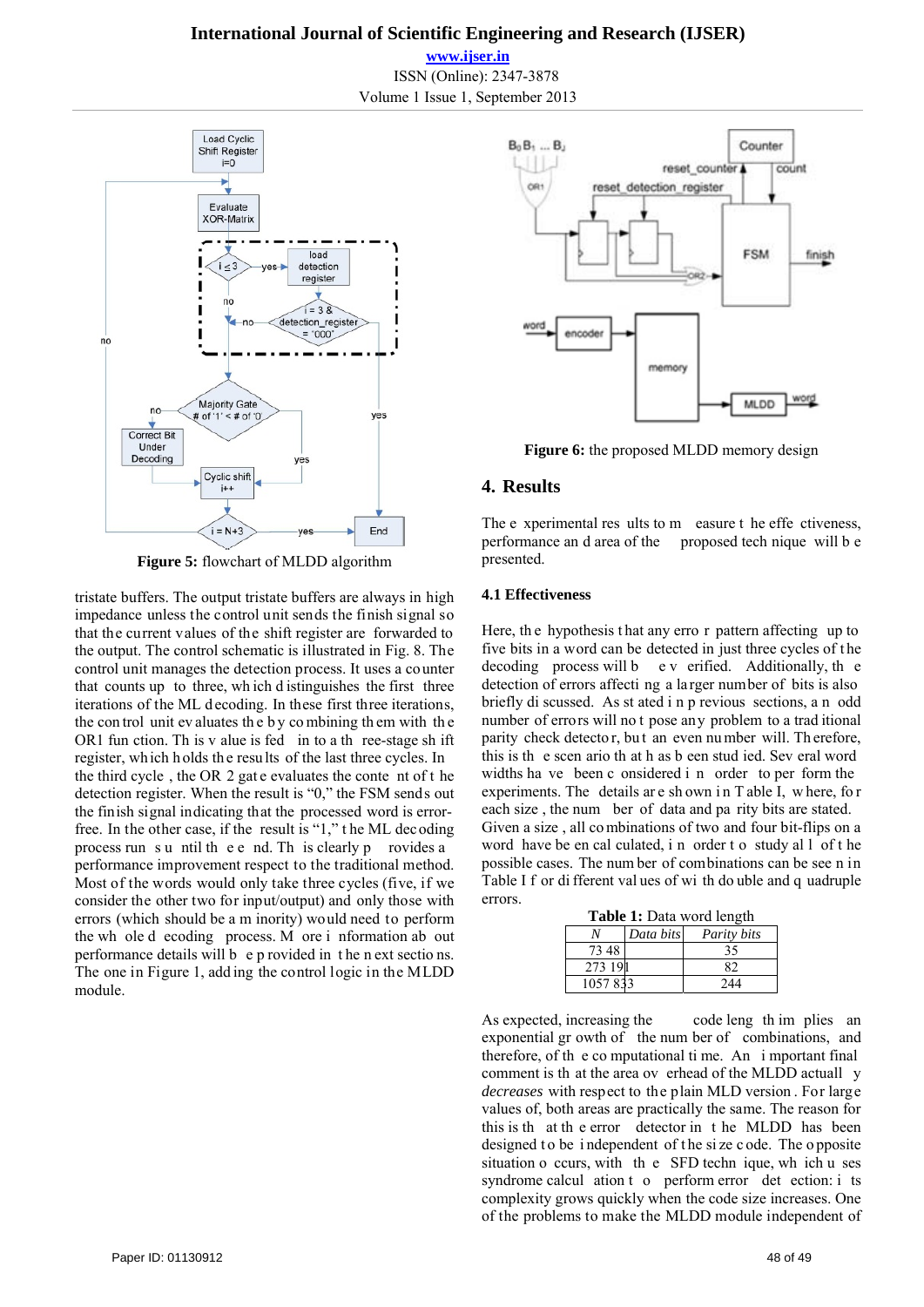Figure 5: flowchart of MLDD algorithm

tristate buffers. The output tristate buffers are always in high impedance unless the control unit sends the finish signal so that the current values of the shift register are forwarded to the output. The control schematic is illustrated in Fig. 8. The control unit manages the detection process. It uses a counter that counts up to three, which distinguishes the first three iterations of the ML decoding. In these first three iterations, the control unit evaluates the by combining them with the OR1 function. This value is fed in to a three-stage shift register, which holds the results of the last three cycles. In the third cycle, the OR 2 gate evaluates the content of the detection register. When the result is "0," the FSM sends out the finish signal indicating that the processed word is error-free. In the other case, if the result is "1," the ML decoding process run su ntil th e e nd. Th is clearly p rovides a performance improvement respect to the traditional method. Most of the words would only take three cycles (five, if we consider the other two for input/output) and only those with errors (which should be a minority) would need to perform the whole decoding process. More information about performance details will be provided in the next sections. The one in Figure 1, adding the control logic in the MLDD module.

Figure 6: the proposed MLDD memory design

## 4. Results

The experimental results to measure the effectiveness, performance and area of the proposed technique will be presented.

### 4.1 Effectiveness

Here, the hypothesis that any error pattern affecting up to five bits in a word can be detected in just three cycles of the decoding process will be verified. Additionally, the detection of errors affecting a larger number of bits is also briefly discussed. As stated in previous sections, an odd number of errors will not pose any problem to a traditional parity check detector, but an even number will. Therefore, this is the scenario that has been studied. Several word widths have been considered in order to perform the experiments. The details are shown in Table I, where, for each size, the number of data and parity bits are stated. Given a size, all combinations of two and four bit-flips on a word have been calculated, in order to study all of the possible cases. The number of combinations can be seen in Table I for different values of with double and quadruple errors.

**Table 1:** Data word length

| N | Data bits | Parity bits |
|---|---|---|
| 73 | 48 | 35 |
| 273 | 191 | 82 |
| 1057 | 833 | 244 |

As expected, increasing the code length implies an exponential growth of the number of combinations, and therefore, of the computational time. An important final comment is that the area overhead of the MLDD actually *decreases* with respect to the plain MLD version. For large values of, both areas are practically the same. The reason for this is that the error detector in the MLDD has been designed to be independent of the size code. The opposite situation occurs, with the SFD technique, which uses syndrome calculation to perform error detection: its complexity grows quickly when the code size increases. One of the problems to make the MLDD module independent of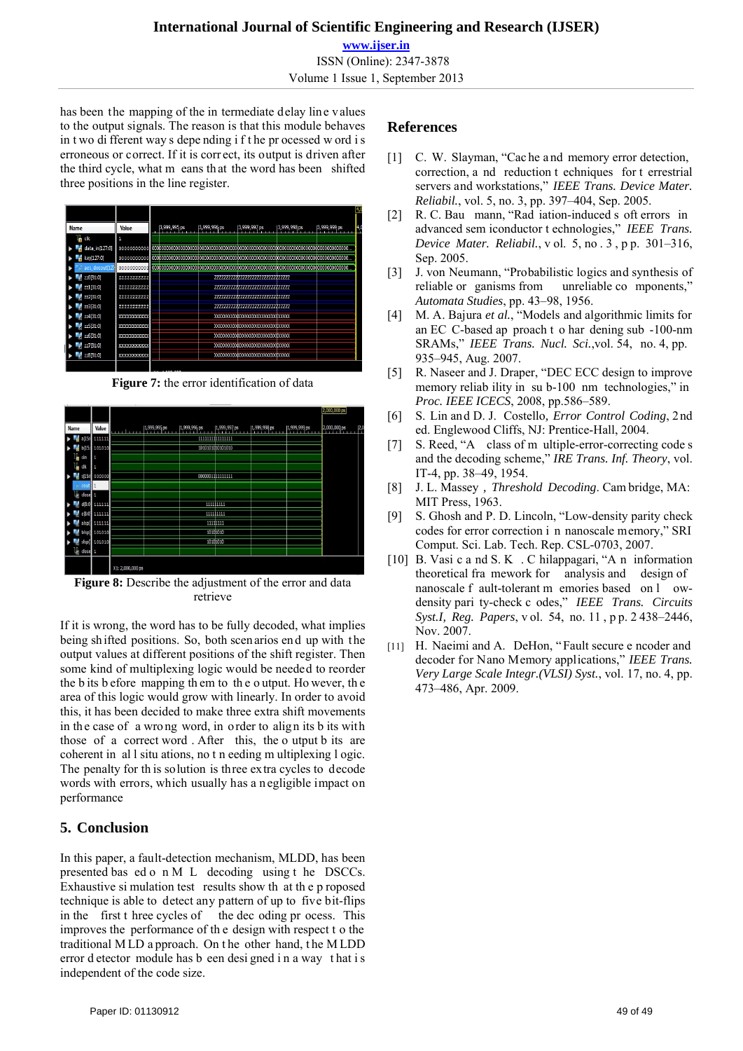has been the mapping of the intermediate delay line values to the output signals. The reason is that this module behaves in two different ways depending if the processed word is erroneous or correct. If it is correct, its output is driven after the third cycle, what means that the word has been shifted three positions in the line register.

**Figure 7:** the error identification of data

**Figure 8:** Describe the adjustment of the error and data retrieve

If it is wrong, the word has to be fully decoded, what implies being shifted positions. So, both scenarios end up with the output values at different positions of the shift register. Then some kind of multiplexing logic would be needed to reorder the bits before mapping them to the output. However, the area of this logic would grow with linearly. In order to avoid this, it has been decided to make three extra shift movements in the case of a wrong word, in order to align its bits with those of a correct word. After this, the output bits are coherent in all situations, not needing multiplexing logic. The penalty for this solution is three extra cycles to decode words with errors, which usually has a negligible impact on performance

## 5. Conclusion

In this paper, a fault-detection mechanism, MLDD, has been presented based on ML decoding using the DSCCs. Exhaustive simulation test results show that the proposed technique is able to detect any pattern of up to five bit-flips in the first three cycles of the decoding process. This improves the performance of the design with respect to the traditional MLD approach. On the other hand, the MLDD error detector module has been designed in a way that is independent of the code size.

## References

[1] C. W. Slayman, "Cache and memory error detection, correction, and reduction techniques for terrestrial servers and workstations," *IEEE Trans. Device Mater. Reliabil.*, vol. 5, no. 3, pp. 397–404, Sep. 2005.

[2] R. C. Baumann, "Radiation-induced soft errors in advanced semiconductor technologies," *IEEE Trans. Device Mater. Reliabil.*, vol. 5, no. 3, pp. 301–316, Sep. 2005.

[3] J. von Neumann, "Probabilistic logics and synthesis of reliable organisms from unreliable components," *Automata Studies*, pp. 43–98, 1956.

[4] M. A. Bajura *et al.*, "Models and algorithmic limits for an ECC-based approach to hardening sub-100-nm SRAMs," *IEEE Trans. Nucl. Sci.*, vol. 54, no. 4, pp. 935–945, Aug. 2007.

[5] R. Naseer and J. Draper, "DEC ECC design to improve memory reliability in sub-100 nm technologies," in *Proc. IEEE ICECS*, 2008, pp.586–589.

[6] S. Lin and D. J. Costello, *Error Control Coding*, 2nd ed. Englewood Cliffs, NJ: Prentice-Hall, 2004.

[7] S. Reed, "A class of multiple-error-correcting codes and the decoding scheme," *IRE Trans. Inf. Theory*, vol. IT-4, pp. 38–49, 1954.

[8] J. L. Massey, *Threshold Decoding*. Cambridge, MA: MIT Press, 1963.

[9] S. Ghosh and P. D. Lincoln, "Low-density parity check codes for error correction in nanoscale memory," SRI Comput. Sci. Lab. Tech. Rep. CSL-0703, 2007.

[10] B. Vasic and S. K. Chilappagari, "An information theoretical framework for analysis and design of nanoscale fault-tolerant memories based on low-density parity-check codes," *IEEE Trans. Circuits Syst.I, Reg. Papers*, vol. 54, no. 11, pp. 2438–2446, Nov. 2007.

[11] H. Naeimi and A. DeHon, "Fault secure encoder and decoder for Nano Memory applications," *IEEE Trans. Very Large Scale Integr.(VLSI) Syst.*, vol. 17, no. 4, pp. 473–486, Apr. 2009.